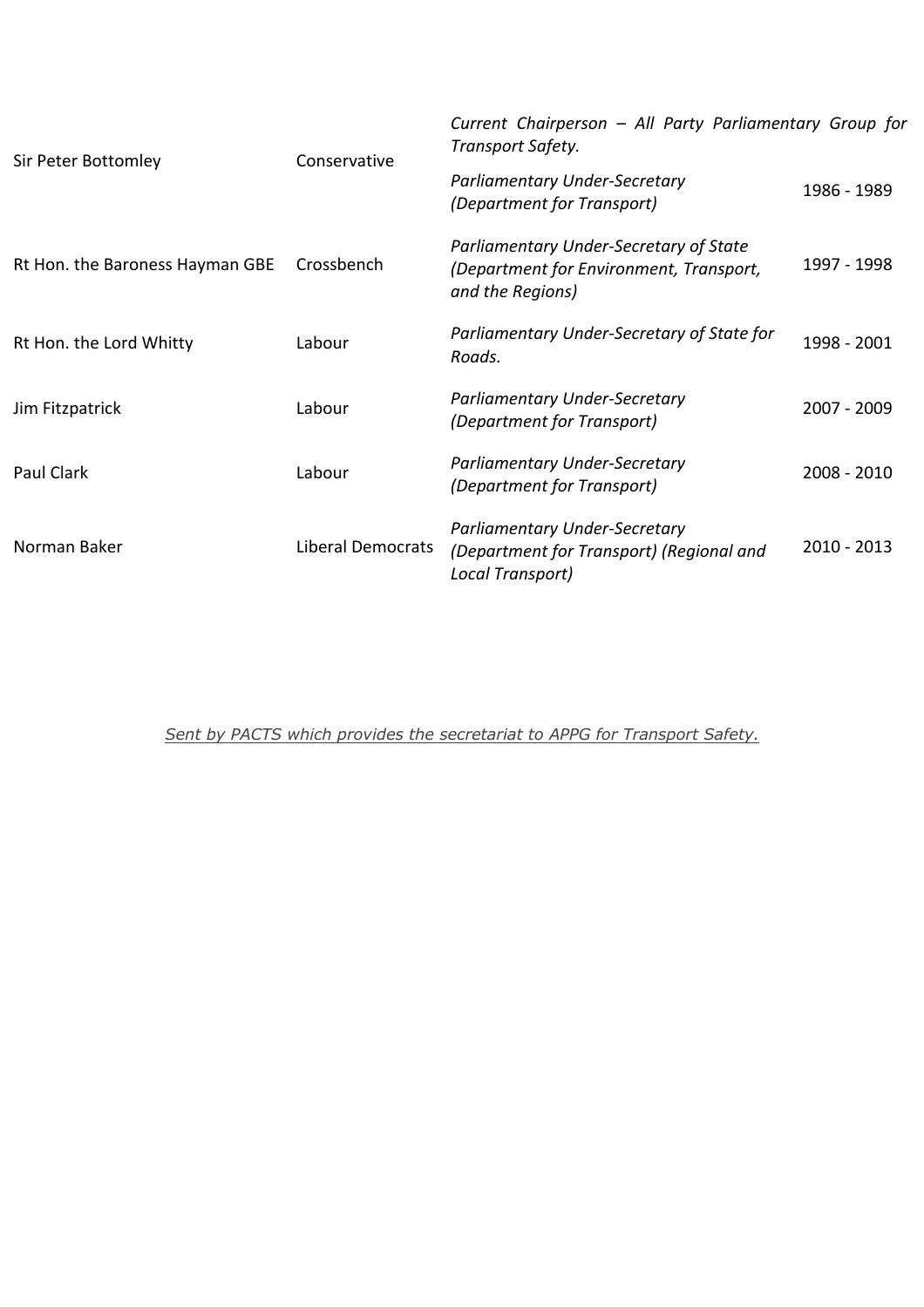| | | | |
|---|---|---|---|
| Sir Peter Bottomley | Conservative | *Current Chairperson – All Party Parliamentary Group for Transport Safety.* | |
| | | *Parliamentary Under-Secretary (Department for Transport)* | 1986 - 1989 |
| Rt Hon. the Baroness Hayman GBE | Crossbench | *Parliamentary Under-Secretary of State (Department for Environment, Transport, and the Regions)* | 1997 - 1998 |
| Rt Hon. the Lord Whitty | Labour | *Parliamentary Under-Secretary of State for Roads.* | 1998 - 2001 |
| Jim Fitzpatrick | Labour | *Parliamentary Under-Secretary (Department for Transport)* | 2007 - 2009 |
| Paul Clark | Labour | *Parliamentary Under-Secretary (Department for Transport)* | 2008 - 2010 |
| Norman Baker | Liberal Democrats | *Parliamentary Under-Secretary (Department for Transport) (Regional and Local Transport)* | 2010 - 2013 |

*Sent by PACTS which provides the secretariat to APPG for Transport Safety.*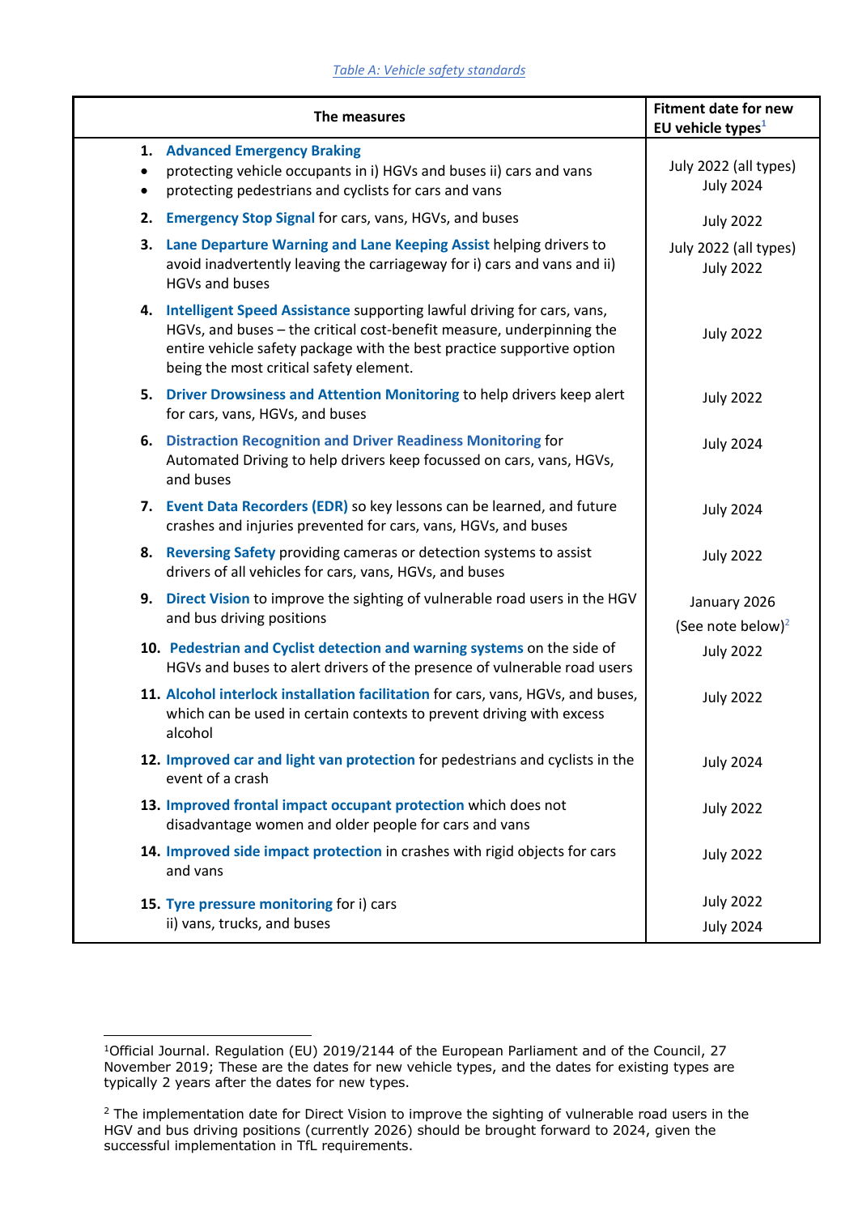*Table A: Vehicle safety standards*

| The measures | Fitment date for new EU vehicle types[1] |
|---|---|
| **1. Advanced Emergency Braking**<br>• protecting vehicle occupants in i) HGVs and buses ii) cars and vans<br>• protecting pedestrians and cyclists for cars and vans | July 2022 (all types)<br>July 2024 |
| **2. Emergency Stop Signal** for cars, vans, HGVs, and buses | July 2022 |
| **3. Lane Departure Warning and Lane Keeping Assist** helping drivers to avoid inadvertently leaving the carriageway for i) cars and vans and ii) HGVs and buses | July 2022 (all types)<br>July 2022 |
| **4. Intelligent Speed Assistance** supporting lawful driving for cars, vans, HGVs, and buses – the critical cost-benefit measure, underpinning the entire vehicle safety package with the best practice supportive option being the most critical safety element. | July 2022 |
| **5. Driver Drowsiness and Attention Monitoring** to help drivers keep alert for cars, vans, HGVs, and buses | July 2022 |
| **6. Distraction Recognition and Driver Readiness Monitoring** for Automated Driving to help drivers keep focussed on cars, vans, HGVs, and buses | July 2024 |
| **7. Event Data Recorders (EDR)** so key lessons can be learned, and future crashes and injuries prevented for cars, vans, HGVs, and buses | July 2024 |
| **8. Reversing Safety** providing cameras or detection systems to assist drivers of all vehicles for cars, vans, HGVs, and buses | July 2022 |
| **9. Direct Vision** to improve the sighting of vulnerable road users in the HGV and bus driving positions | January 2026<br>(See note below)[2] |
| **10. Pedestrian and Cyclist detection and warning systems** on the side of HGVs and buses to alert drivers of the presence of vulnerable road users | July 2022 |
| **11. Alcohol interlock installation facilitation** for cars, vans, HGVs, and buses, which can be used in certain contexts to prevent driving with excess alcohol | July 2022 |
| **12. Improved car and light van protection** for pedestrians and cyclists in the event of a crash | July 2024 |
| **13. Improved frontal impact occupant protection** which does not disadvantage women and older people for cars and vans | July 2022 |
| **14. Improved side impact protection** in crashes with rigid objects for cars and vans | July 2022 |
| **15. Tyre pressure monitoring** for i) cars<br>ii) vans, trucks, and buses | July 2022<br>July 2024 |

[1]Official Journal. Regulation (EU) 2019/2144 of the European Parliament and of the Council, 27 November 2019; These are the dates for new vehicle types, and the dates for existing types are typically 2 years after the dates for new types.

[2] The implementation date for Direct Vision to improve the sighting of vulnerable road users in the HGV and bus driving positions (currently 2026) should be brought forward to 2024, given the successful implementation in TfL requirements.